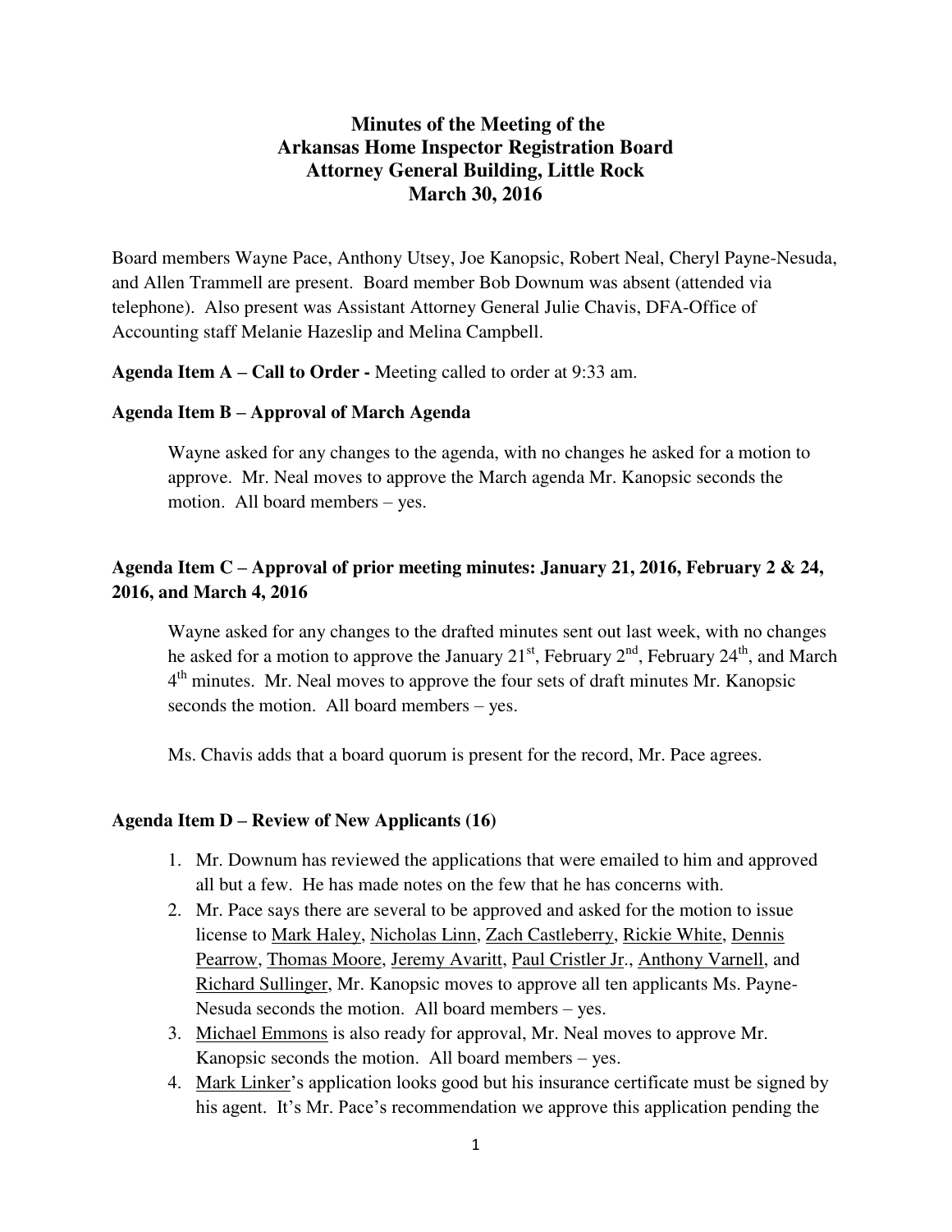# Minutes of the Meeting of the Arkansas Home Inspector Registration Board Attorney General Building, Little Rock March 30, 2016

Board members Wayne Pace, Anthony Utsey, Joe Kanopsic, Robert Neal, Cheryl Payne-Nesuda, and Allen Trammell are present. Board member Bob Downum was absent (attended via telephone). Also present was Assistant Attorney General Julie Chavis, DFA-Office of Accounting staff Melanie Hazeslip and Melina Campbell.

**Agenda Item A – Call to Order -** Meeting called to order at 9:33 am.

**Agenda Item B – Approval of March Agenda**

Wayne asked for any changes to the agenda, with no changes he asked for a motion to approve. Mr. Neal moves to approve the March agenda Mr. Kanopsic seconds the motion. All board members – yes.

**Agenda Item C – Approval of prior meeting minutes: January 21, 2016, February 2 & 24, 2016, and March 4, 2016**

Wayne asked for any changes to the drafted minutes sent out last week, with no changes he asked for a motion to approve the January 21st, February 2nd, February 24th, and March 4th minutes. Mr. Neal moves to approve the four sets of draft minutes Mr. Kanopsic seconds the motion. All board members – yes.

Ms. Chavis adds that a board quorum is present for the record, Mr. Pace agrees.

**Agenda Item D – Review of New Applicants (16)**

1. Mr. Downum has reviewed the applications that were emailed to him and approved all but a few. He has made notes on the few that he has concerns with.
2. Mr. Pace says there are several to be approved and asked for the motion to issue license to Mark Haley, Nicholas Linn, Zach Castleberry, Rickie White, Dennis Pearrow, Thomas Moore, Jeremy Avaritt, Paul Cristler Jr., Anthony Varnell, and Richard Sullinger, Mr. Kanopsic moves to approve all ten applicants Ms. Payne-Nesuda seconds the motion. All board members – yes.
3. Michael Emmons is also ready for approval, Mr. Neal moves to approve Mr. Kanopsic seconds the motion. All board members – yes.
4. Mark Linker's application looks good but his insurance certificate must be signed by his agent. It's Mr. Pace's recommendation we approve this application pending the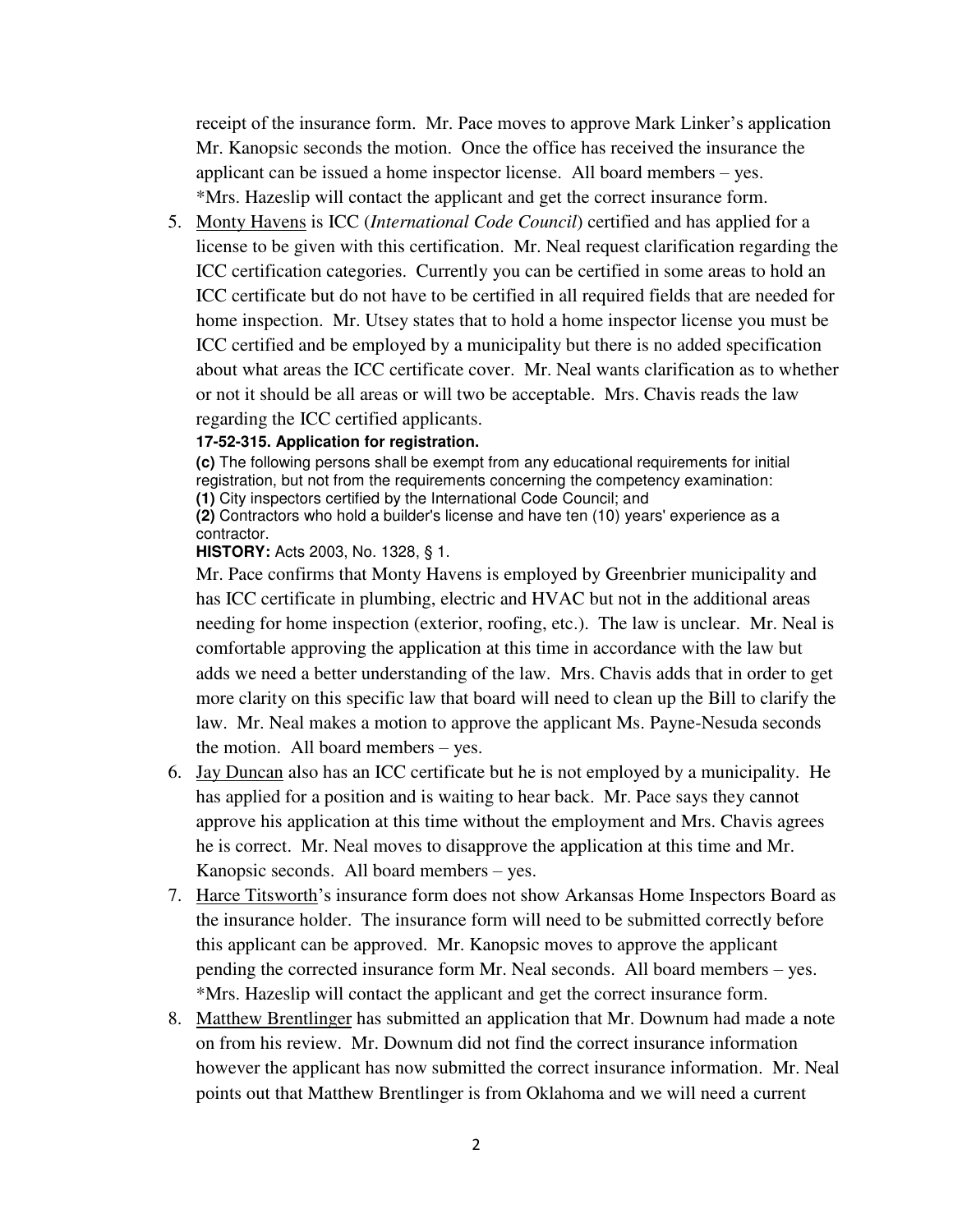receipt of the insurance form. Mr. Pace moves to approve Mark Linker's application Mr. Kanopsic seconds the motion. Once the office has received the insurance the applicant can be issued a home inspector license. All board members – yes. *Mrs. Hazeslip will contact the applicant and get the correct insurance form.

5. Monty Havens is ICC (*International Code Council*) certified and has applied for a license to be given with this certification. Mr. Neal request clarification regarding the ICC certification categories. Currently you can be certified in some areas to hold an ICC certificate but do not have to be certified in all required fields that are needed for home inspection. Mr. Utsey states that to hold a home inspector license you must be ICC certified and be employed by a municipality but there is no added specification about what areas the ICC certificate cover. Mr. Neal wants clarification as to whether or not it should be all areas or will two be acceptable. Mrs. Chavis reads the law regarding the ICC certified applicants.

   **17-52-315. Application for registration.**

   **(c)** The following persons shall be exempt from any educational requirements for initial registration, but not from the requirements concerning the competency examination:
   **(1)** City inspectors certified by the International Code Council; and
   **(2)** Contractors who hold a builder's license and have ten (10) years' experience as a contractor.
   **HISTORY:** Acts 2003, No. 1328, § 1.

   Mr. Pace confirms that Monty Havens is employed by Greenbrier municipality and has ICC certificate in plumbing, electric and HVAC but not in the additional areas needing for home inspection (exterior, roofing, etc.). The law is unclear. Mr. Neal is comfortable approving the application at this time in accordance with the law but adds we need a better understanding of the law. Mrs. Chavis adds that in order to get more clarity on this specific law that board will need to clean up the Bill to clarify the law. Mr. Neal makes a motion to approve the applicant Ms. Payne-Nesuda seconds the motion. All board members – yes.

6. Jay Duncan also has an ICC certificate but he is not employed by a municipality. He has applied for a position and is waiting to hear back. Mr. Pace says they cannot approve his application at this time without the employment and Mrs. Chavis agrees he is correct. Mr. Neal moves to disapprove the application at this time and Mr. Kanopsic seconds. All board members – yes.

7. Harce Titsworth's insurance form does not show Arkansas Home Inspectors Board as the insurance holder. The insurance form will need to be submitted correctly before this applicant can be approved. Mr. Kanopsic moves to approve the applicant pending the corrected insurance form Mr. Neal seconds. All board members – yes. *Mrs. Hazeslip will contact the applicant and get the correct insurance form.

8. Matthew Brentlinger has submitted an application that Mr. Downum had made a note on from his review. Mr. Downum did not find the correct insurance information however the applicant has now submitted the correct insurance information. Mr. Neal points out that Matthew Brentlinger is from Oklahoma and we will need a current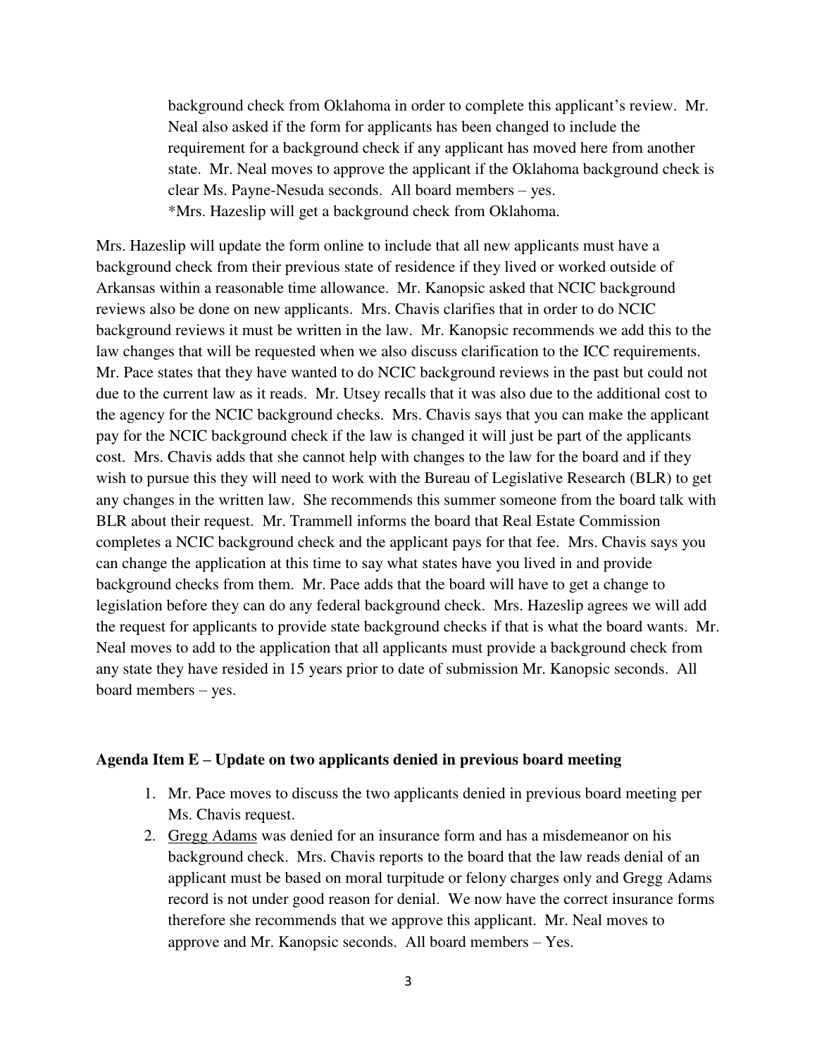background check from Oklahoma in order to complete this applicant's review. Mr. Neal also asked if the form for applicants has been changed to include the requirement for a background check if any applicant has moved here from another state. Mr. Neal moves to approve the applicant if the Oklahoma background check is clear Ms. Payne-Nesuda seconds. All board members – yes.
*Mrs. Hazeslip will get a background check from Oklahoma.

Mrs. Hazeslip will update the form online to include that all new applicants must have a background check from their previous state of residence if they lived or worked outside of Arkansas within a reasonable time allowance. Mr. Kanopsic asked that NCIC background reviews also be done on new applicants. Mrs. Chavis clarifies that in order to do NCIC background reviews it must be written in the law. Mr. Kanopsic recommends we add this to the law changes that will be requested when we also discuss clarification to the ICC requirements. Mr. Pace states that they have wanted to do NCIC background reviews in the past but could not due to the current law as it reads. Mr. Utsey recalls that it was also due to the additional cost to the agency for the NCIC background checks. Mrs. Chavis says that you can make the applicant pay for the NCIC background check if the law is changed it will just be part of the applicants cost. Mrs. Chavis adds that she cannot help with changes to the law for the board and if they wish to pursue this they will need to work with the Bureau of Legislative Research (BLR) to get any changes in the written law. She recommends this summer someone from the board talk with BLR about their request. Mr. Trammell informs the board that Real Estate Commission completes a NCIC background check and the applicant pays for that fee. Mrs. Chavis says you can change the application at this time to say what states have you lived in and provide background checks from them. Mr. Pace adds that the board will have to get a change to legislation before they can do any federal background check. Mrs. Hazeslip agrees we will add the request for applicants to provide state background checks if that is what the board wants. Mr. Neal moves to add to the application that all applicants must provide a background check from any state they have resided in 15 years prior to date of submission Mr. Kanopsic seconds. All board members – yes.

**Agenda Item E – Update on two applicants denied in previous board meeting**

1. Mr. Pace moves to discuss the two applicants denied in previous board meeting per Ms. Chavis request.
2. Gregg Adams was denied for an insurance form and has a misdemeanor on his background check. Mrs. Chavis reports to the board that the law reads denial of an applicant must be based on moral turpitude or felony charges only and Gregg Adams record is not under good reason for denial. We now have the correct insurance forms therefore she recommends that we approve this applicant. Mr. Neal moves to approve and Mr. Kanopsic seconds. All board members – Yes.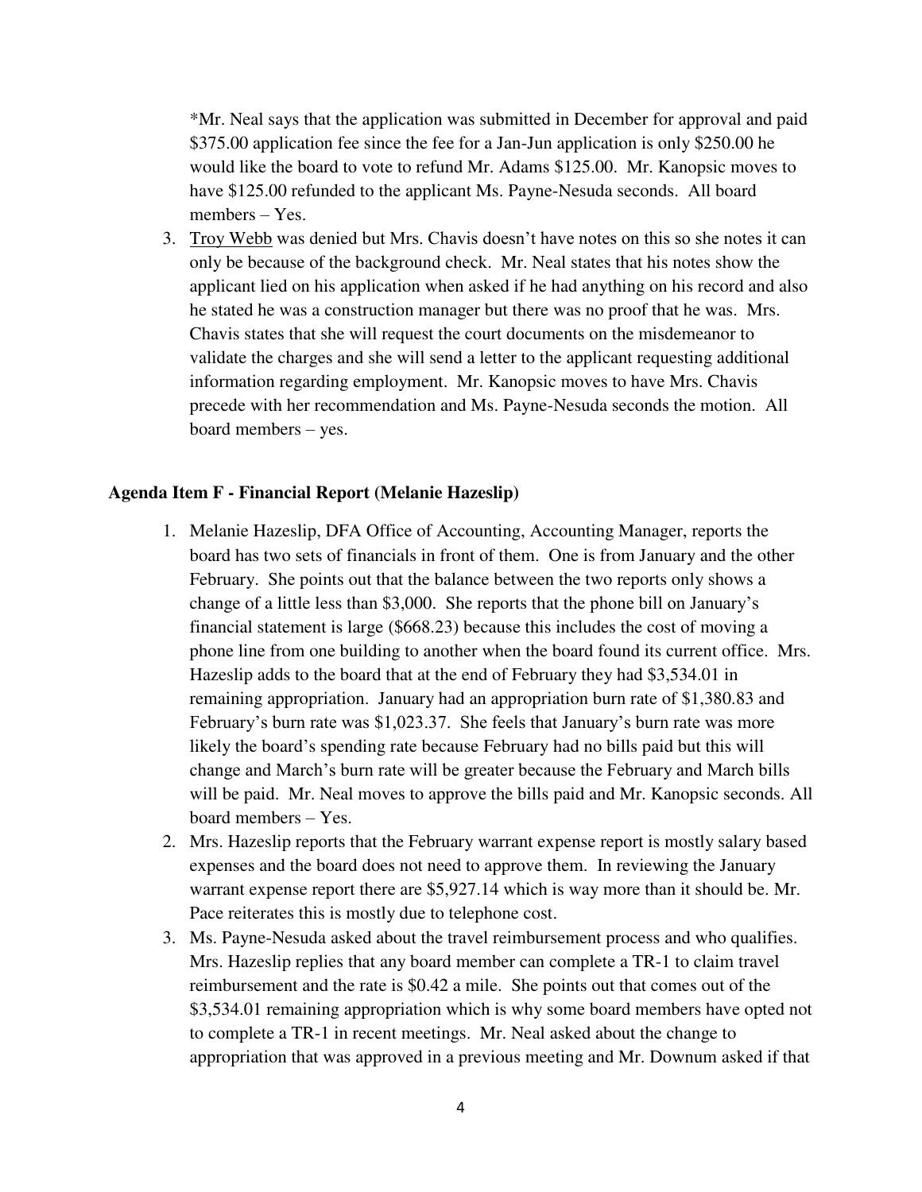*Mr. Neal says that the application was submitted in December for approval and paid $375.00 application fee since the fee for a Jan-Jun application is only $250.00 he would like the board to vote to refund Mr. Adams $125.00. Mr. Kanopsic moves to have $125.00 refunded to the applicant Ms. Payne-Nesuda seconds. All board members – Yes.

3. Troy Webb was denied but Mrs. Chavis doesn't have notes on this so she notes it can only be because of the background check. Mr. Neal states that his notes show the applicant lied on his application when asked if he had anything on his record and also he stated he was a construction manager but there was no proof that he was. Mrs. Chavis states that she will request the court documents on the misdemeanor to validate the charges and she will send a letter to the applicant requesting additional information regarding employment. Mr. Kanopsic moves to have Mrs. Chavis precede with her recommendation and Ms. Payne-Nesuda seconds the motion. All board members – yes.

**Agenda Item F - Financial Report (Melanie Hazeslip)**

1. Melanie Hazeslip, DFA Office of Accounting, Accounting Manager, reports the board has two sets of financials in front of them. One is from January and the other February. She points out that the balance between the two reports only shows a change of a little less than $3,000. She reports that the phone bill on January's financial statement is large ($668.23) because this includes the cost of moving a phone line from one building to another when the board found its current office. Mrs. Hazeslip adds to the board that at the end of February they had $3,534.01 in remaining appropriation. January had an appropriation burn rate of $1,380.83 and February's burn rate was $1,023.37. She feels that January's burn rate was more likely the board's spending rate because February had no bills paid but this will change and March's burn rate will be greater because the February and March bills will be paid. Mr. Neal moves to approve the bills paid and Mr. Kanopsic seconds. All board members – Yes.
2. Mrs. Hazeslip reports that the February warrant expense report is mostly salary based expenses and the board does not need to approve them. In reviewing the January warrant expense report there are $5,927.14 which is way more than it should be. Mr. Pace reiterates this is mostly due to telephone cost.
3. Ms. Payne-Nesuda asked about the travel reimbursement process and who qualifies. Mrs. Hazeslip replies that any board member can complete a TR-1 to claim travel reimbursement and the rate is $0.42 a mile. She points out that comes out of the $3,534.01 remaining appropriation which is why some board members have opted not to complete a TR-1 in recent meetings. Mr. Neal asked about the change to appropriation that was approved in a previous meeting and Mr. Downum asked if that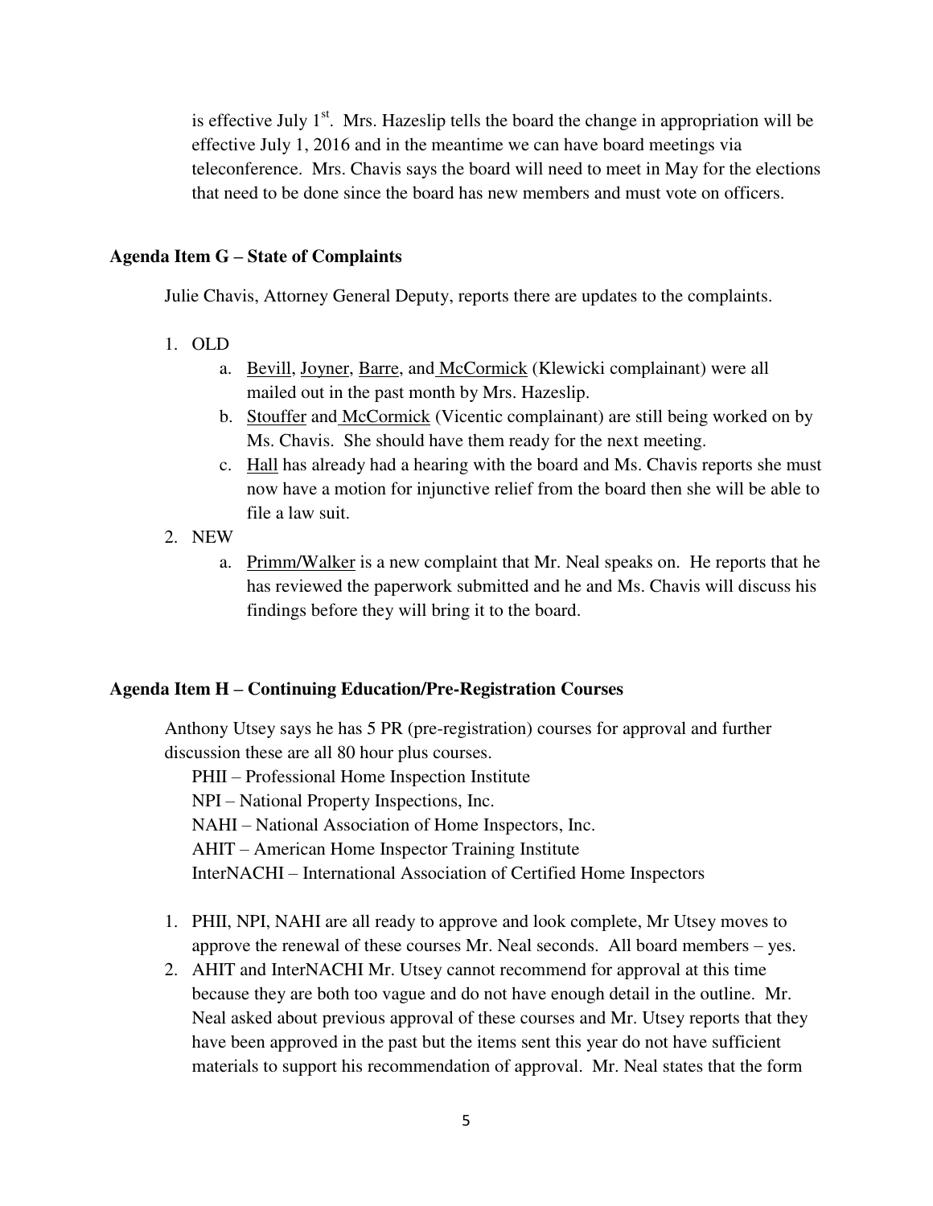is effective July 1st. Mrs. Hazeslip tells the board the change in appropriation will be effective July 1, 2016 and in the meantime we can have board meetings via teleconference. Mrs. Chavis says the board will need to meet in May for the elections that need to be done since the board has new members and must vote on officers.

**Agenda Item G – State of Complaints**

Julie Chavis, Attorney General Deputy, reports there are updates to the complaints.

1. OLD
    a. Bevill, Joyner, Barre, and McCormick (Klewicki complainant) were all mailed out in the past month by Mrs. Hazeslip.
    b. Stouffer and McCormick (Vicentic complainant) are still being worked on by Ms. Chavis. She should have them ready for the next meeting.
    c. Hall has already had a hearing with the board and Ms. Chavis reports she must now have a motion for injunctive relief from the board then she will be able to file a law suit.
2. NEW
    a. Primm/Walker is a new complaint that Mr. Neal speaks on. He reports that he has reviewed the paperwork submitted and he and Ms. Chavis will discuss his findings before they will bring it to the board.

**Agenda Item H – Continuing Education/Pre-Registration Courses**

Anthony Utsey says he has 5 PR (pre-registration) courses for approval and further discussion these are all 80 hour plus courses.

PHII – Professional Home Inspection Institute
NPI – National Property Inspections, Inc.
NAHI – National Association of Home Inspectors, Inc.
AHIT – American Home Inspector Training Institute
InterNACHI – International Association of Certified Home Inspectors

1. PHII, NPI, NAHI are all ready to approve and look complete, Mr Utsey moves to approve the renewal of these courses Mr. Neal seconds. All board members – yes.
2. AHIT and InterNACHI Mr. Utsey cannot recommend for approval at this time because they are both too vague and do not have enough detail in the outline. Mr. Neal asked about previous approval of these courses and Mr. Utsey reports that they have been approved in the past but the items sent this year do not have sufficient materials to support his recommendation of approval. Mr. Neal states that the form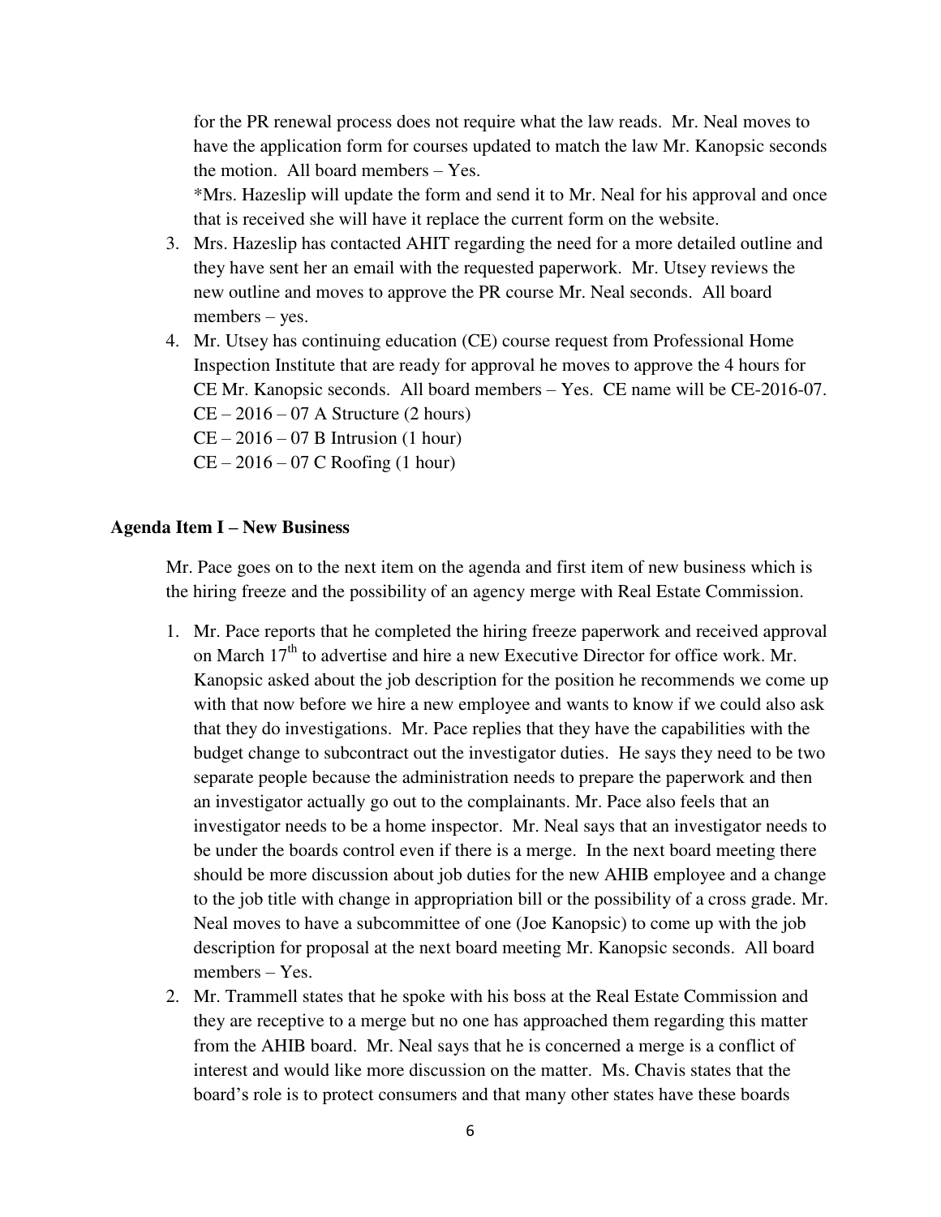for the PR renewal process does not require what the law reads. Mr. Neal moves to have the application form for courses updated to match the law Mr. Kanopsic seconds the motion. All board members – Yes.

*Mrs. Hazeslip will update the form and send it to Mr. Neal for his approval and once that is received she will have it replace the current form on the website.

3. Mrs. Hazeslip has contacted AHIT regarding the need for a more detailed outline and they have sent her an email with the requested paperwork. Mr. Utsey reviews the new outline and moves to approve the PR course Mr. Neal seconds. All board members – yes.
4. Mr. Utsey has continuing education (CE) course request from Professional Home Inspection Institute that are ready for approval he moves to approve the 4 hours for CE Mr. Kanopsic seconds. All board members – Yes. CE name will be CE-2016-07.
   CE – 2016 – 07 A Structure (2 hours)
   CE – 2016 – 07 B Intrusion (1 hour)
   CE – 2016 – 07 C Roofing (1 hour)

**Agenda Item I – New Business**

Mr. Pace goes on to the next item on the agenda and first item of new business which is the hiring freeze and the possibility of an agency merge with Real Estate Commission.

1. Mr. Pace reports that he completed the hiring freeze paperwork and received approval on March 17th to advertise and hire a new Executive Director for office work. Mr. Kanopsic asked about the job description for the position he recommends we come up with that now before we hire a new employee and wants to know if we could also ask that they do investigations. Mr. Pace replies that they have the capabilities with the budget change to subcontract out the investigator duties. He says they need to be two separate people because the administration needs to prepare the paperwork and then an investigator actually go out to the complainants. Mr. Pace also feels that an investigator needs to be a home inspector. Mr. Neal says that an investigator needs to be under the boards control even if there is a merge. In the next board meeting there should be more discussion about job duties for the new AHIB employee and a change to the job title with change in appropriation bill or the possibility of a cross grade. Mr. Neal moves to have a subcommittee of one (Joe Kanopsic) to come up with the job description for proposal at the next board meeting Mr. Kanopsic seconds. All board members – Yes.
2. Mr. Trammell states that he spoke with his boss at the Real Estate Commission and they are receptive to a merge but no one has approached them regarding this matter from the AHIB board. Mr. Neal says that he is concerned a merge is a conflict of interest and would like more discussion on the matter. Ms. Chavis states that the board's role is to protect consumers and that many other states have these boards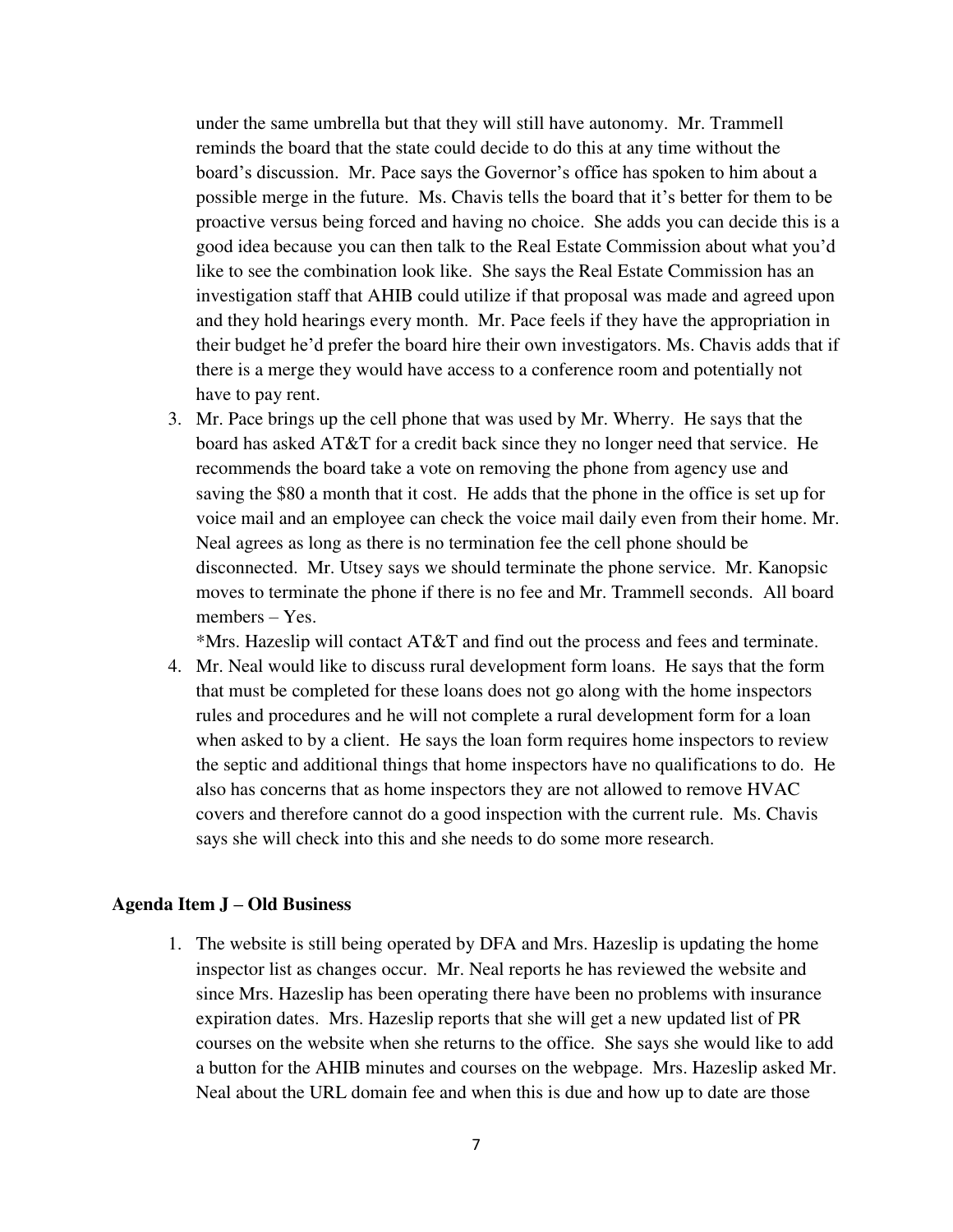under the same umbrella but that they will still have autonomy. Mr. Trammell reminds the board that the state could decide to do this at any time without the board's discussion. Mr. Pace says the Governor's office has spoken to him about a possible merge in the future. Ms. Chavis tells the board that it's better for them to be proactive versus being forced and having no choice. She adds you can decide this is a good idea because you can then talk to the Real Estate Commission about what you'd like to see the combination look like. She says the Real Estate Commission has an investigation staff that AHIB could utilize if that proposal was made and agreed upon and they hold hearings every month. Mr. Pace feels if they have the appropriation in their budget he'd prefer the board hire their own investigators. Ms. Chavis adds that if there is a merge they would have access to a conference room and potentially not have to pay rent.

3. Mr. Pace brings up the cell phone that was used by Mr. Wherry. He says that the board has asked AT&T for a credit back since they no longer need that service. He recommends the board take a vote on removing the phone from agency use and saving the $80 a month that it cost. He adds that the phone in the office is set up for voice mail and an employee can check the voice mail daily even from their home. Mr. Neal agrees as long as there is no termination fee the cell phone should be disconnected. Mr. Utsey says we should terminate the phone service. Mr. Kanopsic moves to terminate the phone if there is no fee and Mr. Trammell seconds. All board members – Yes.

   *Mrs. Hazeslip will contact AT&T and find out the process and fees and terminate.

4. Mr. Neal would like to discuss rural development form loans. He says that the form that must be completed for these loans does not go along with the home inspectors rules and procedures and he will not complete a rural development form for a loan when asked to by a client. He says the loan form requires home inspectors to review the septic and additional things that home inspectors have no qualifications to do. He also has concerns that as home inspectors they are not allowed to remove HVAC covers and therefore cannot do a good inspection with the current rule. Ms. Chavis says she will check into this and she needs to do some more research.

**Agenda Item J – Old Business**

1. The website is still being operated by DFA and Mrs. Hazeslip is updating the home inspector list as changes occur. Mr. Neal reports he has reviewed the website and since Mrs. Hazeslip has been operating there have been no problems with insurance expiration dates. Mrs. Hazeslip reports that she will get a new updated list of PR courses on the website when she returns to the office. She says she would like to add a button for the AHIB minutes and courses on the webpage. Mrs. Hazeslip asked Mr. Neal about the URL domain fee and when this is due and how up to date are those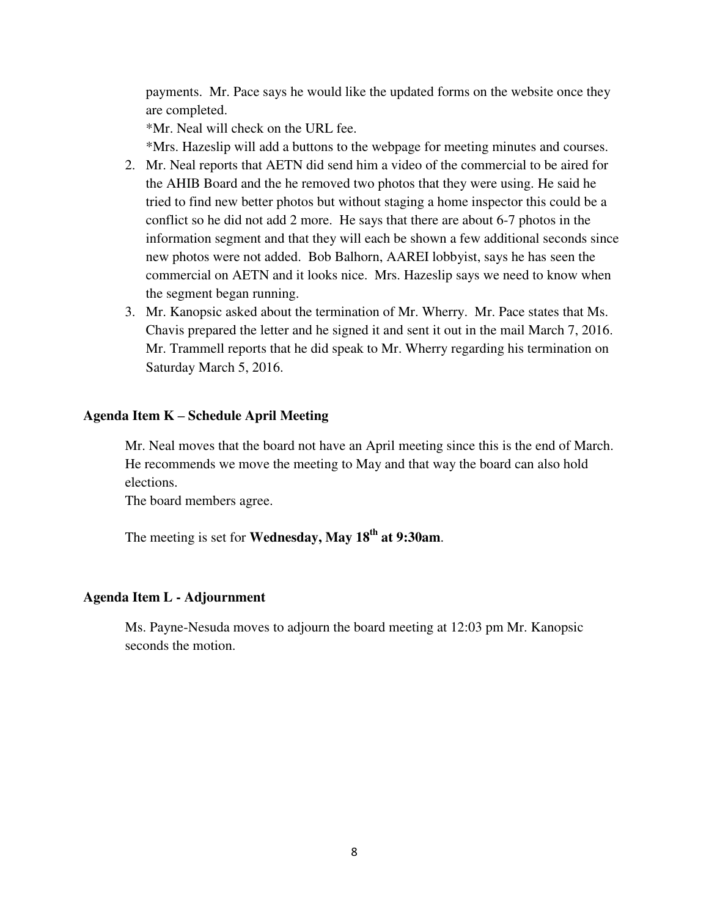payments. Mr. Pace says he would like the updated forms on the website once they are completed.

*Mr. Neal will check on the URL fee.

*Mrs. Hazeslip will add a buttons to the webpage for meeting minutes and courses.

2. Mr. Neal reports that AETN did send him a video of the commercial to be aired for the AHIB Board and the he removed two photos that they were using. He said he tried to find new better photos but without staging a home inspector this could be a conflict so he did not add 2 more. He says that there are about 6-7 photos in the information segment and that they will each be shown a few additional seconds since new photos were not added. Bob Balhorn, AAREI lobbyist, says he has seen the commercial on AETN and it looks nice. Mrs. Hazeslip says we need to know when the segment began running.
3. Mr. Kanopsic asked about the termination of Mr. Wherry. Mr. Pace states that Ms. Chavis prepared the letter and he signed it and sent it out in the mail March 7, 2016. Mr. Trammell reports that he did speak to Mr. Wherry regarding his termination on Saturday March 5, 2016.

**Agenda Item K – Schedule April Meeting**

Mr. Neal moves that the board not have an April meeting since this is the end of March. He recommends we move the meeting to May and that way the board can also hold elections.

The board members agree.

The meeting is set for **Wednesday, May 18th at 9:30am**.

**Agenda Item L - Adjournment**

Ms. Payne-Nesuda moves to adjourn the board meeting at 12:03 pm Mr. Kanopsic seconds the motion.